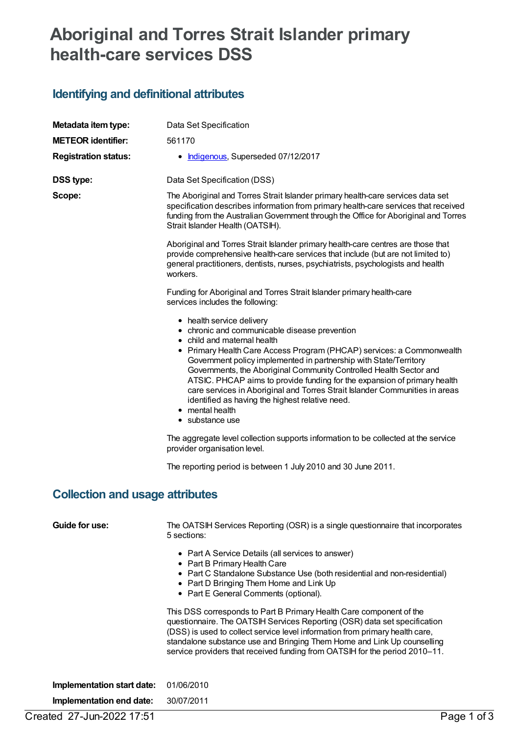# Aboriginal and Torres Strait Islander primary health-care services DSS

## Identifying and definitional attributes

| | |
|---|---|
| **Metadata item type:** | Data Set Specification |
| **METEOR identifier:** | 561170 |
| **Registration status:** | • Indigenous, Superseded 07/12/2017 |
| **DSS type:** | Data Set Specification (DSS) |

**Scope:**

The Aboriginal and Torres Strait Islander primary health-care services data set specification describes information from primary health-care services that received funding from the Australian Government through the Office for Aboriginal and Torres Strait Islander Health (OATSIH).

Aboriginal and Torres Strait Islander primary health-care centres are those that provide comprehensive health-care services that include (but are not limited to) general practitioners, dentists, nurses, psychiatrists, psychologists and health workers.

Funding for Aboriginal and Torres Strait Islander primary health-care services includes the following:

- health service delivery
- chronic and communicable disease prevention
- child and maternal health
- Primary Health Care Access Program (PHCAP) services: a Commonwealth Government policy implemented in partnership with State/Territory Governments, the Aboriginal Community Controlled Health Sector and ATSIC. PHCAP aims to provide funding for the expansion of primary health care services in Aboriginal and Torres Strait Islander Communities in areas identified as having the highest relative need.
- mental health
- substance use

The aggregate level collection supports information to be collected at the service provider organisation level.

The reporting period is between 1 July 2010 and 30 June 2011.

## Collection and usage attributes

**Guide for use:**

The OATSIH Services Reporting (OSR) is a single questionnaire that incorporates 5 sections:

- Part A Service Details (all services to answer)
- Part B Primary Health Care
- Part C Standalone Substance Use (both residential and non-residential)
- Part D Bringing Them Home and Link Up
- Part E General Comments (optional).

This DSS corresponds to Part B Primary Health Care component of the questionnaire. The OATSIH Services Reporting (OSR) data set specification (DSS) is used to collect service level information from primary health care, standalone substance use and Bringing Them Home and Link Up counselling service providers that received funding from OATSIH for the period 2010–11.

| | |
|---|---|
| **Implementation start date:** | 01/06/2010 |
| **Implementation end date:** | 30/07/2011 |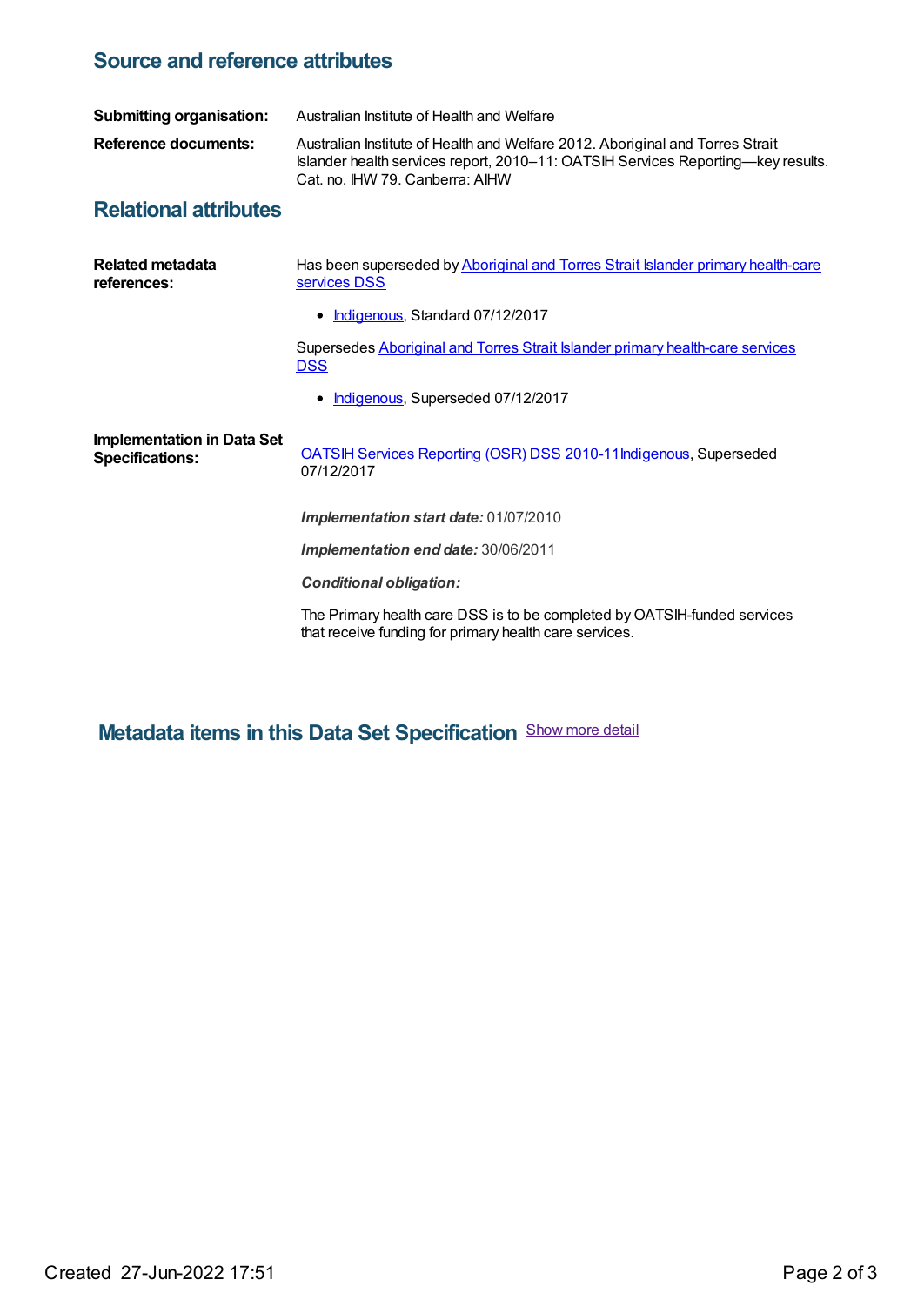## Source and reference attributes

**Submitting organisation:** Australian Institute of Health and Welfare

**Reference documents:** Australian Institute of Health and Welfare 2012. Aboriginal and Torres Strait Islander health services report, 2010–11: OATSIH Services Reporting—key results. Cat. no. IHW 79. Canberra: AIHW

## Relational attributes

**Related metadata references:**

Has been superseded by Aboriginal and Torres Strait Islander primary health-care services DSS

- Indigenous, Standard 07/12/2017

Supersedes Aboriginal and Torres Strait Islander primary health-care services DSS

- Indigenous, Superseded 07/12/2017

**Implementation in Data Set Specifications:**

OATSIH Services Reporting (OSR) DSS 2010-11Indigenous, Superseded 07/12/2017

***Implementation start date:*** 01/07/2010

***Implementation end date:*** 30/06/2011

***Conditional obligation:***

The Primary health care DSS is to be completed by OATSIH-funded services that receive funding for primary health care services.

## Metadata items in this Data Set Specification

Show more detail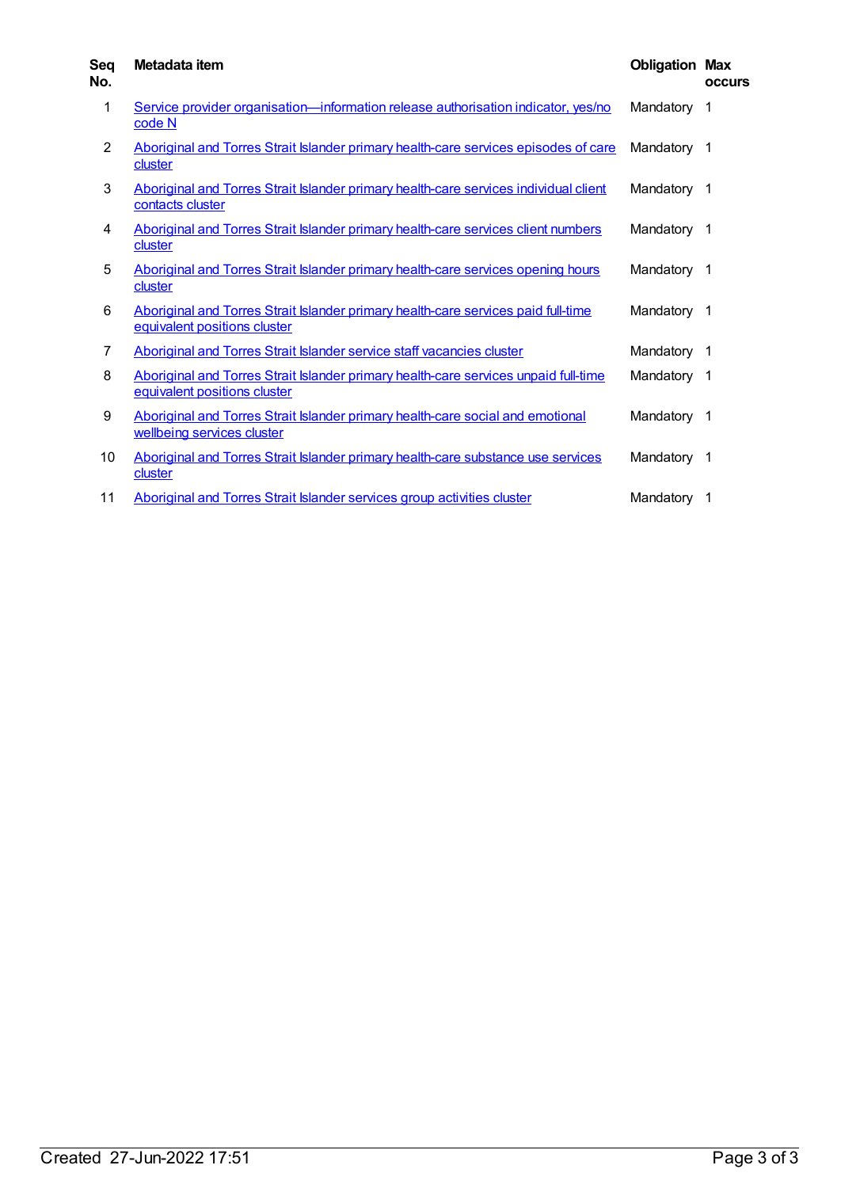| Seq No. | Metadata item | Obligation | Max occurs |
|---|---|---|---|
| 1 | Service provider organisation—information release authorisation indicator, yes/no code N | Mandatory | 1 |
| 2 | Aboriginal and Torres Strait Islander primary health-care services episodes of care cluster | Mandatory | 1 |
| 3 | Aboriginal and Torres Strait Islander primary health-care services individual client contacts cluster | Mandatory | 1 |
| 4 | Aboriginal and Torres Strait Islander primary health-care services client numbers cluster | Mandatory | 1 |
| 5 | Aboriginal and Torres Strait Islander primary health-care services opening hours cluster | Mandatory | 1 |
| 6 | Aboriginal and Torres Strait Islander primary health-care services paid full-time equivalent positions cluster | Mandatory | 1 |
| 7 | Aboriginal and Torres Strait Islander service staff vacancies cluster | Mandatory | 1 |
| 8 | Aboriginal and Torres Strait Islander primary health-care services unpaid full-time equivalent positions cluster | Mandatory | 1 |
| 9 | Aboriginal and Torres Strait Islander primary health-care social and emotional wellbeing services cluster | Mandatory | 1 |
| 10 | Aboriginal and Torres Strait Islander primary health-care substance use services cluster | Mandatory | 1 |
| 11 | Aboriginal and Torres Strait Islander services group activities cluster | Mandatory | 1 |